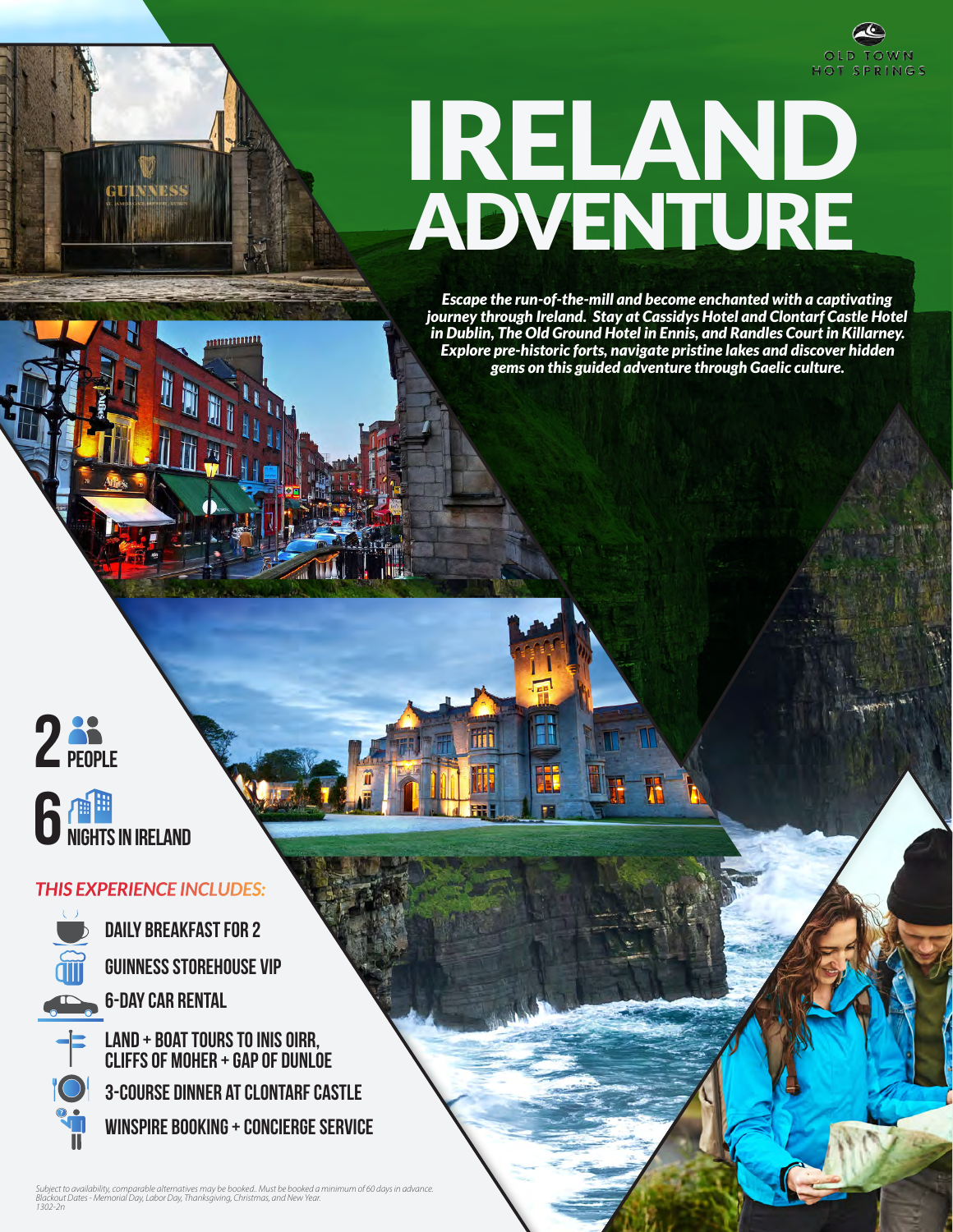OLD TOWN HOT SPRINGS

# IRELAND ADVENTURE

*Escape the run-of-the-mill and become enchanted with a captivating journey through Ireland. Stay at Cassidys Hotel and Clontarf Castle Hotel in Dublin, The Old Ground Hotel in Ennis, and Randles Court in Killarney. Explore pre-historic forts, navigate pristine lakes and discover hidden gems on this guided adventure through Gaelic culture.*

**2 PEOPLE**

**6 NIGHTS IN IRELAND**

## *THIS EXPERIENCE INCLUDES:*

- DAILY BREAKFAST FOR 2
- GUINNESS STOREHOUSE VIP
- 6-DAY CAR RENTAL
- LAND + BOAT TOURS TO INIS OIRR, CLIFFS OF MOHER + GAP OF DUNLOE
- 3-COURSE DINNER AT CLONTARF CASTLE
- WINSPIRE BOOKING + CONCIERGE SERVICE

*Subject to availability, comparable alternatives may be booked.. Must be booked a minimum of 60 days in advance. Blackout Dates - Memorial Day, Labor Day, Thanksgiving, Christmas, and New Year.*
*1302-2n*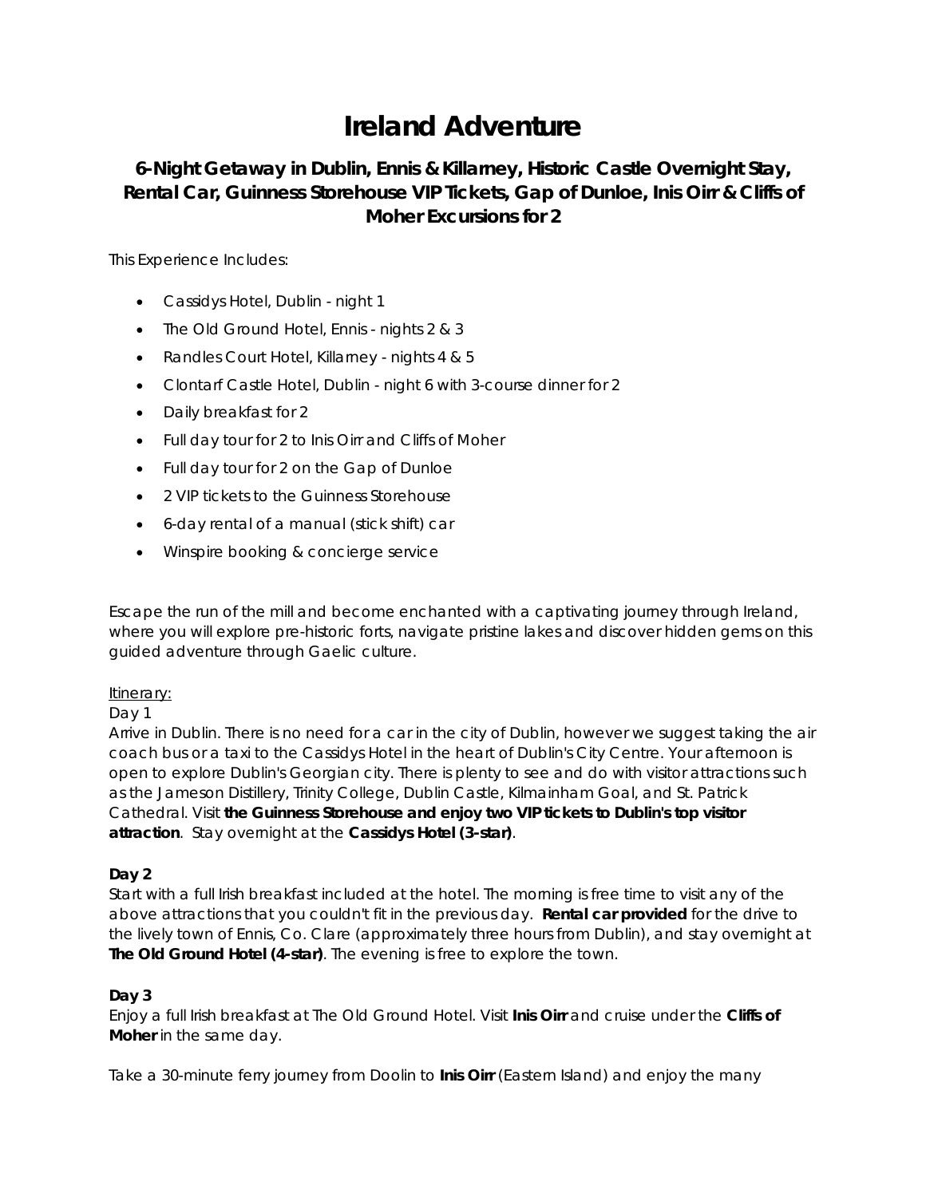# Ireland Adventure

### 6-Night Getaway in Dublin, Ennis & Killarney, Historic Castle Overnight Stay, Rental Car, Guinness Storehouse VIP Tickets, Gap of Dunloe, Inis Oirr & Cliffs of Moher Excursions for 2

This Experience Includes:

- Cassidys Hotel, Dublin - night 1
- The Old Ground Hotel, Ennis - nights 2 & 3
- Randles Court Hotel, Killarney - nights 4 & 5
- Clontarf Castle Hotel, Dublin - night 6 with 3-course dinner for 2
- Daily breakfast for 2
- Full day tour for 2 to Inis Oirr and Cliffs of Moher
- Full day tour for 2 on the Gap of Dunloe
- 2 VIP tickets to the Guinness Storehouse
- 6-day rental of a manual (stick shift) car
- Winspire booking & concierge service

Escape the run of the mill and become enchanted with a captivating journey through Ireland, where you will explore pre-historic forts, navigate pristine lakes and discover hidden gems on this guided adventure through Gaelic culture.

Itinerary:

Day 1

Arrive in Dublin. There is no need for a car in the city of Dublin, however we suggest taking the air coach bus or a taxi to the Cassidys Hotel in the heart of Dublin's City Centre. Your afternoon is open to explore Dublin's Georgian city. There is plenty to see and do with visitor attractions such as the Jameson Distillery, Trinity College, Dublin Castle, Kilmainham Goal, and St. Patrick Cathedral. Visit **the Guinness Storehouse and enjoy two VIP tickets to Dublin's top visitor attraction**. Stay overnight at the **Cassidys Hotel (3-star)**.

**Day 2**

Start with a full Irish breakfast included at the hotel. The morning is free time to visit any of the above attractions that you couldn't fit in the previous day. **Rental car provided** for the drive to the lively town of Ennis, Co. Clare (approximately three hours from Dublin), and stay overnight at **The Old Ground Hotel (4-star)**. The evening is free to explore the town.

**Day 3**

Enjoy a full Irish breakfast at The Old Ground Hotel. Visit **Inis Oirr** and cruise under the **Cliffs of Moher** in the same day.

Take a 30-minute ferry journey from Doolin to **Inis Oirr** (Eastern Island) and enjoy the many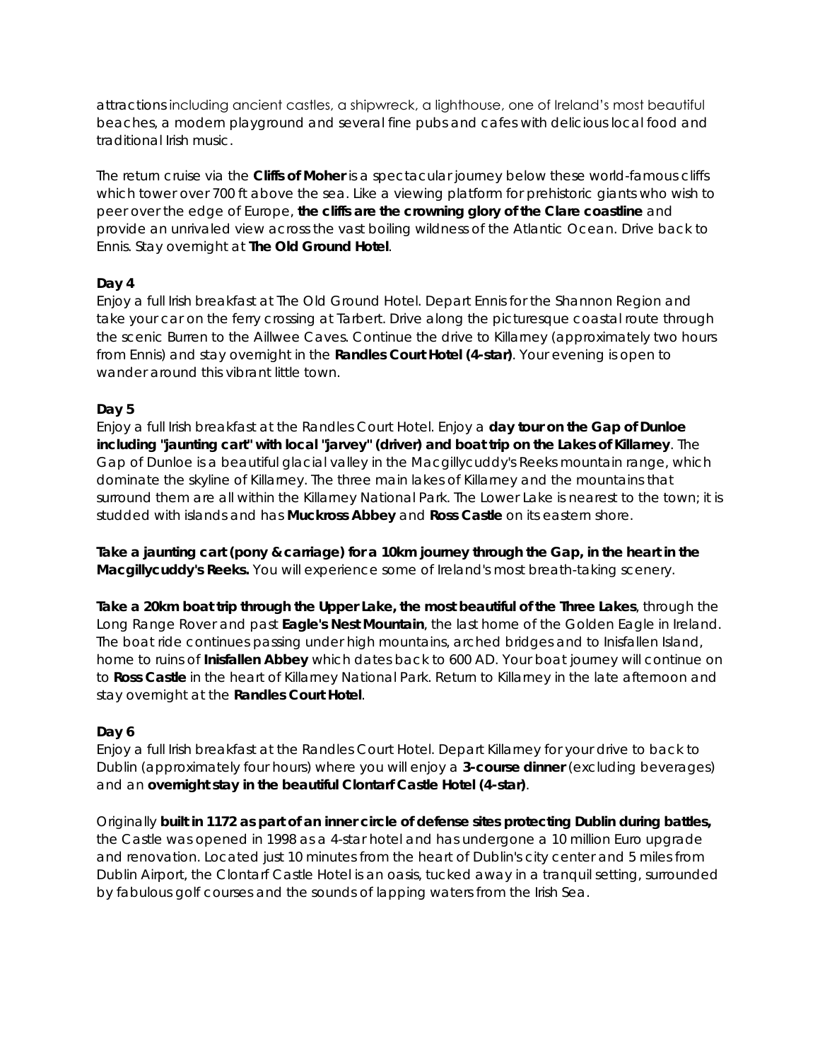attractions including ancient castles, a shipwreck, a lighthouse, one of Ireland's most beautiful beaches, a modern playground and several fine pubs and cafes with delicious local food and traditional Irish music.

The return cruise via the **Cliffs of Moher** is a spectacular journey below these world-famous cliffs which tower over 700 ft above the sea. Like a viewing platform for prehistoric giants who wish to peer over the edge of Europe, **the cliffs are the crowning glory of the Clare coastline** and provide an unrivaled view across the vast boiling wildness of the Atlantic Ocean. Drive back to Ennis. Stay overnight at **The Old Ground Hotel**.

**Day 4**
Enjoy a full Irish breakfast at The Old Ground Hotel. Depart Ennis for the Shannon Region and take your car on the ferry crossing at Tarbert. Drive along the picturesque coastal route through the scenic Burren to the Aillwee Caves. Continue the drive to Killarney (approximately two hours from Ennis) and stay overnight in the **Randles Court Hotel (4-star)**. Your evening is open to wander around this vibrant little town.

**Day 5**
Enjoy a full Irish breakfast at the Randles Court Hotel. Enjoy a **day tour on the Gap of Dunloe including "jaunting cart" with local "jarvey" (driver) and boat trip on the Lakes of Killarney**. The Gap of Dunloe is a beautiful glacial valley in the Macgillycuddy's Reeks mountain range, which dominate the skyline of Killarney. The three main lakes of Killarney and the mountains that surround them are all within the Killarney National Park. The Lower Lake is nearest to the town; it is studded with islands and has **Muckross Abbey** and **Ross Castle** on its eastern shore.

**Take a jaunting cart (pony & carriage) for a 10km journey through the Gap, in the heart in the Macgillycuddy's Reeks.** You will experience some of Ireland's most breath-taking scenery.

**Take a 20km boat trip through the Upper Lake, the most beautiful of the Three Lakes**, through the Long Range Rover and past **Eagle's Nest Mountain**, the last home of the Golden Eagle in Ireland. The boat ride continues passing under high mountains, arched bridges and to Inisfallen Island, home to ruins of **Inisfallen Abbey** which dates back to 600 AD. Your boat journey will continue on to **Ross Castle** in the heart of Killarney National Park. Return to Killarney in the late afternoon and stay overnight at the **Randles Court Hotel**.

**Day 6**
Enjoy a full Irish breakfast at the Randles Court Hotel. Depart Killarney for your drive to back to Dublin (approximately four hours) where you will enjoy a **3-course dinner** (excluding beverages) and an **overnight stay in the beautiful Clontarf Castle Hotel (4-star)**.

Originally **built in 1172 as part of an inner circle of defense sites protecting Dublin during battles,** the Castle was opened in 1998 as a 4-star hotel and has undergone a 10 million Euro upgrade and renovation. Located just 10 minutes from the heart of Dublin's city center and 5 miles from Dublin Airport, the Clontarf Castle Hotel is an oasis, tucked away in a tranquil setting, surrounded by fabulous golf courses and the sounds of lapping waters from the Irish Sea.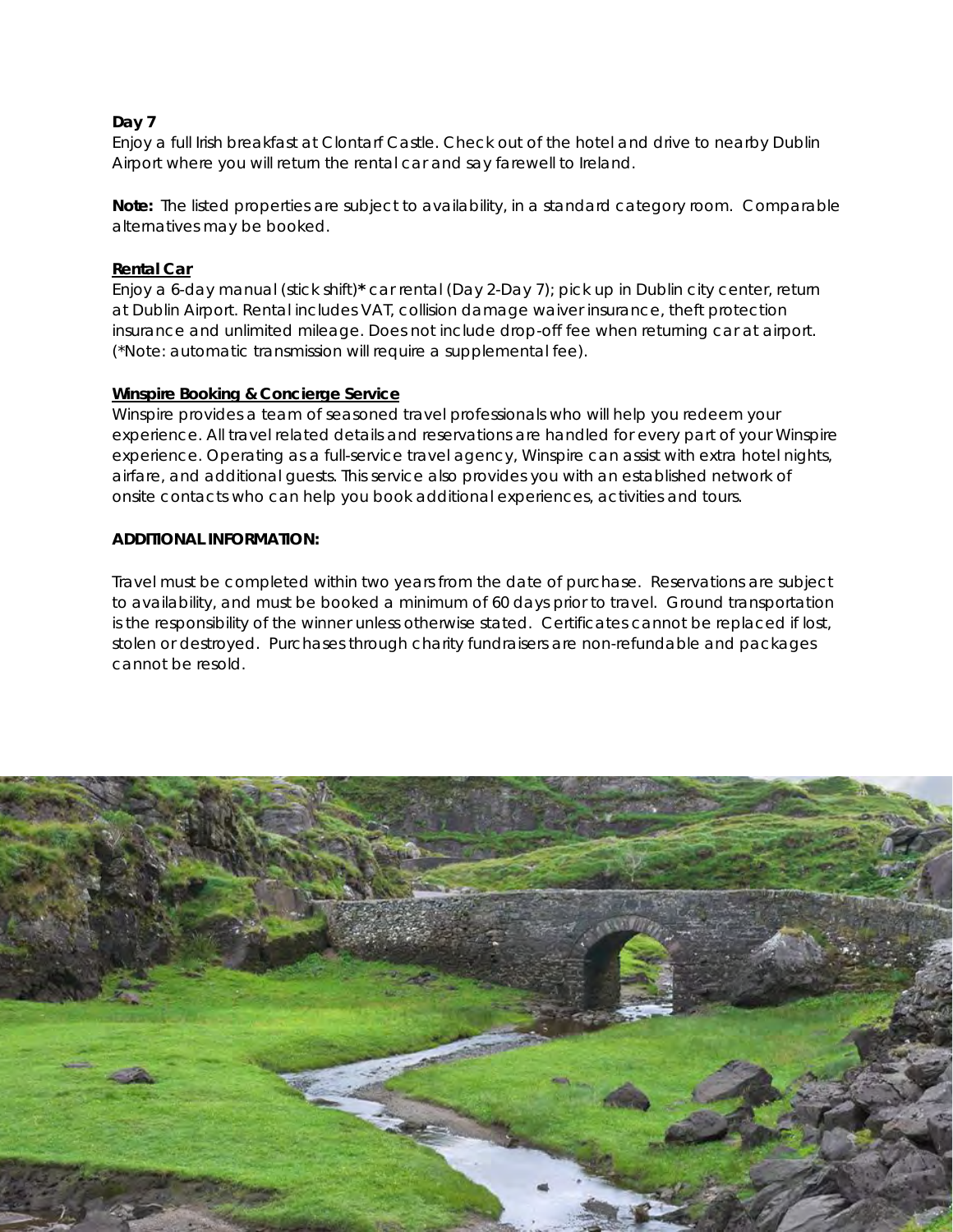**Day 7**
Enjoy a full Irish breakfast at Clontarf Castle. Check out of the hotel and drive to nearby Dublin Airport where you will return the rental car and say farewell to Ireland.

**Note:** The listed properties are subject to availability, in a standard category room. Comparable alternatives may be booked.

**Rental Car**
Enjoy a 6-day manual (stick shift)**\*** car rental (Day 2-Day 7); pick up in Dublin city center, return at Dublin Airport. Rental includes VAT, collision damage waiver insurance, theft protection insurance and unlimited mileage. Does not include drop-off fee when returning car at airport. (*Note: automatic transmission will require a supplemental fee).

**Winspire Booking & Concierge Service**
Winspire provides a team of seasoned travel professionals who will help you redeem your experience. All travel related details and reservations are handled for every part of your Winspire experience. Operating as a full-service travel agency, Winspire can assist with extra hotel nights, airfare, and additional guests. This service also provides you with an established network of onsite contacts who can help you book additional experiences, activities and tours.

**ADDITIONAL INFORMATION:**

Travel must be completed within two years from the date of purchase. Reservations are subject to availability, and must be booked a minimum of 60 days prior to travel. Ground transportation is the responsibility of the winner unless otherwise stated. Certificates cannot be replaced if lost, stolen or destroyed. Purchases through charity fundraisers are non-refundable and packages cannot be resold.